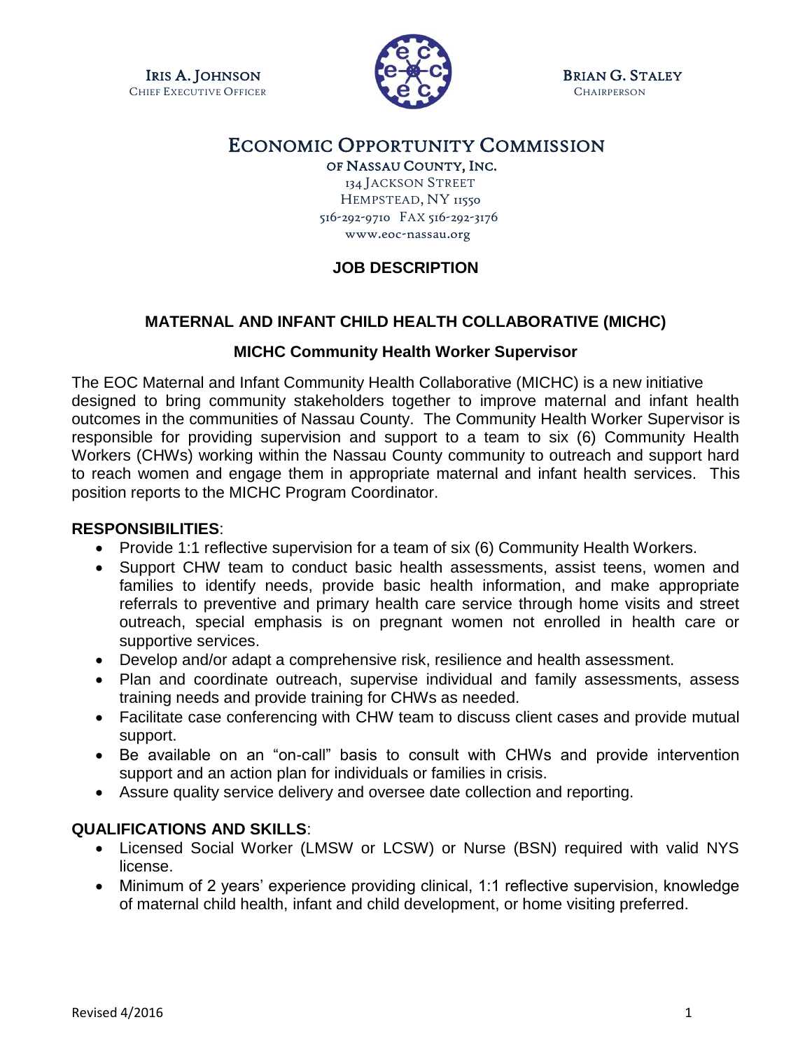IRIS A. JOHNSON
CHIEF EXECUTIVE OFFICER

BRIAN G. STALEY
CHAIRPERSON

# ECONOMIC OPPORTUNITY COMMISSION

OF NASSAU COUNTY, INC.
134 JACKSON STREET
HEMPSTEAD, NY 11550
516-292-9710 FAX 516-292-3176
www.eoc-nassau.org

## JOB DESCRIPTION

## MATERNAL AND INFANT CHILD HEALTH COLLABORATIVE (MICHC)

### MICHC Community Health Worker Supervisor

The EOC Maternal and Infant Community Health Collaborative (MICHC) is a new initiative designed to bring community stakeholders together to improve maternal and infant health outcomes in the communities of Nassau County. The Community Health Worker Supervisor is responsible for providing supervision and support to a team to six (6) Community Health Workers (CHWs) working within the Nassau County community to outreach and support hard to reach women and engage them in appropriate maternal and infant health services. This position reports to the MICHC Program Coordinator.

**RESPONSIBILITIES**:

- Provide 1:1 reflective supervision for a team of six (6) Community Health Workers.
- Support CHW team to conduct basic health assessments, assist teens, women and families to identify needs, provide basic health information, and make appropriate referrals to preventive and primary health care service through home visits and street outreach, special emphasis is on pregnant women not enrolled in health care or supportive services.
- Develop and/or adapt a comprehensive risk, resilience and health assessment.
- Plan and coordinate outreach, supervise individual and family assessments, assess training needs and provide training for CHWs as needed.
- Facilitate case conferencing with CHW team to discuss client cases and provide mutual support.
- Be available on an "on-call" basis to consult with CHWs and provide intervention support and an action plan for individuals or families in crisis.
- Assure quality service delivery and oversee date collection and reporting.

**QUALIFICATIONS AND SKILLS**:

- Licensed Social Worker (LMSW or LCSW) or Nurse (BSN) required with valid NYS license.
- Minimum of 2 years' experience providing clinical, 1:1 reflective supervision, knowledge of maternal child health, infant and child development, or home visiting preferred.

Revised 4/2016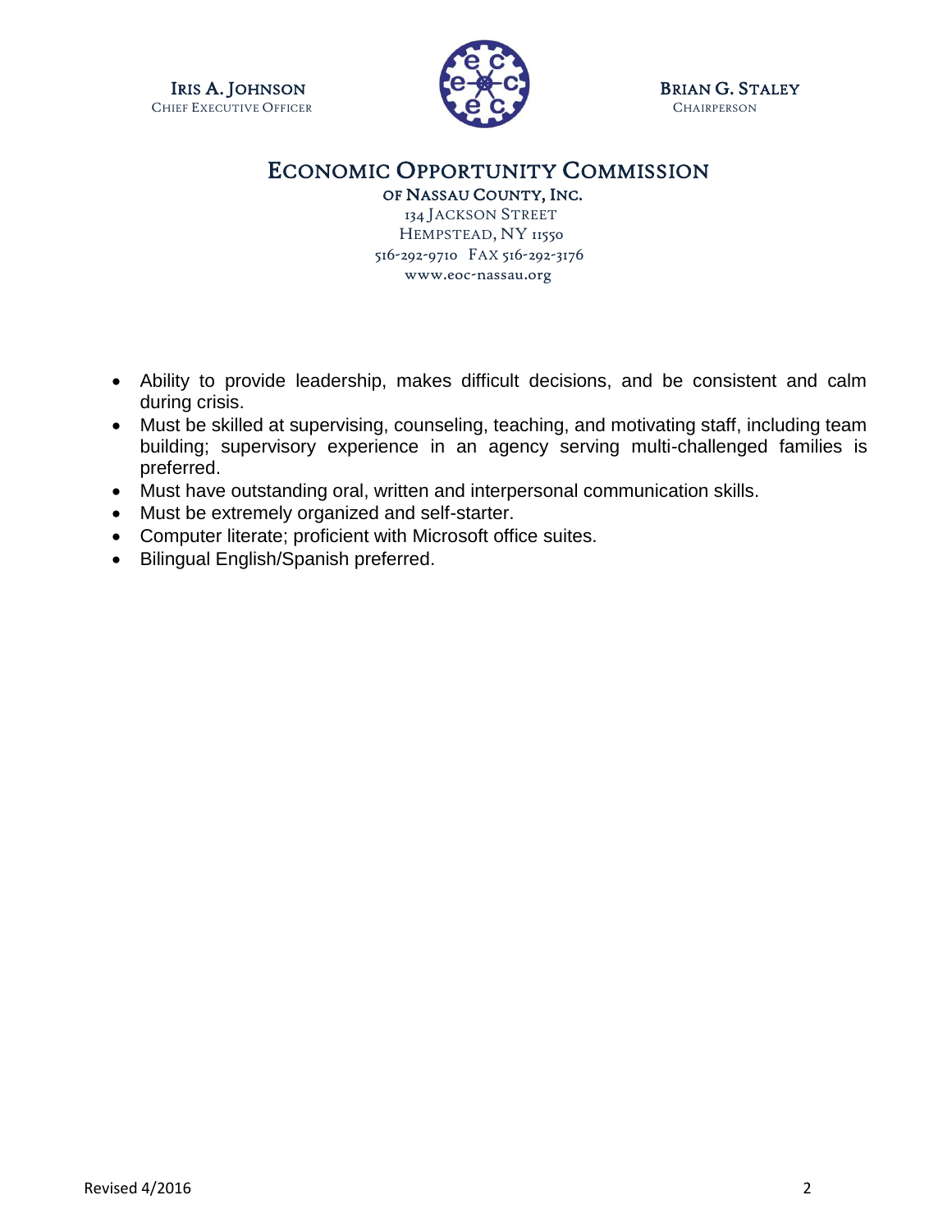IRIS A. JOHNSON
CHIEF EXECUTIVE OFFICER

BRIAN G. STALEY
CHAIRPERSON

# ECONOMIC OPPORTUNITY COMMISSION

**OF NASSAU COUNTY, INC.**

134 JACKSON STREET
HEMPSTEAD, NY 11550
516-292-9710 FAX 516-292-3176
www.eoc-nassau.org

- Ability to provide leadership, makes difficult decisions, and be consistent and calm during crisis.
- Must be skilled at supervising, counseling, teaching, and motivating staff, including team building; supervisory experience in an agency serving multi-challenged families is preferred.
- Must have outstanding oral, written and interpersonal communication skills.
- Must be extremely organized and self-starter.
- Computer literate; proficient with Microsoft office suites.
- Bilingual English/Spanish preferred.

Revised 4/2016